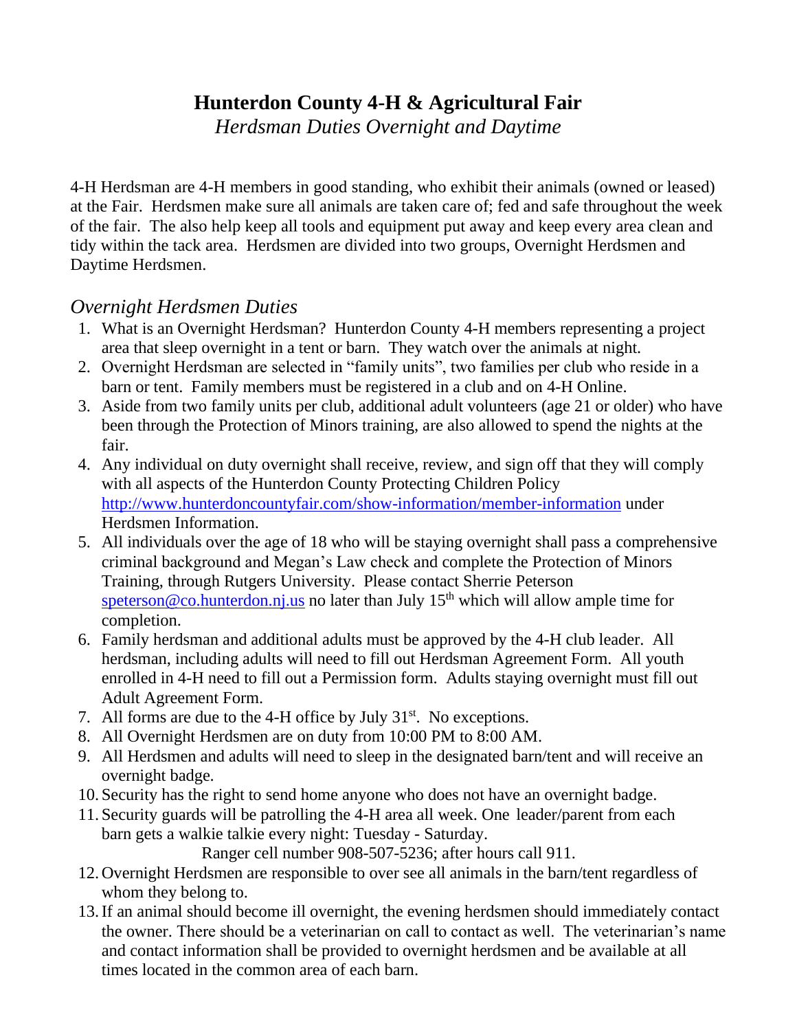# Hunterdon County 4-H & Agricultural Fair

*Herdsman Duties Overnight and Daytime*

4-H Herdsman are 4-H members in good standing, who exhibit their animals (owned or leased) at the Fair. Herdsmen make sure all animals are taken care of; fed and safe throughout the week of the fair. The also help keep all tools and equipment put away and keep every area clean and tidy within the tack area. Herdsmen are divided into two groups, Overnight Herdsmen and Daytime Herdsmen.

## *Overnight Herdsmen Duties*

1. What is an Overnight Herdsman? Hunterdon County 4-H members representing a project area that sleep overnight in a tent or barn. They watch over the animals at night.
2. Overnight Herdsman are selected in "family units", two families per club who reside in a barn or tent. Family members must be registered in a club and on 4-H Online.
3. Aside from two family units per club, additional adult volunteers (age 21 or older) who have been through the Protection of Minors training, are also allowed to spend the nights at the fair.
4. Any individual on duty overnight shall receive, review, and sign off that they will comply with all aspects of the Hunterdon County Protecting Children Policy [http://www.hunterdoncountyfair.com/show-information/member-information](http://www.hunterdoncountyfair.com/show-information/member-information) under Herdsmen Information.
5. All individuals over the age of 18 who will be staying overnight shall pass a comprehensive criminal background and Megan's Law check and complete the Protection of Minors Training, through Rutgers University. Please contact Sherrie Peterson [speterson@co.hunterdon.nj.us](mailto:speterson@co.hunterdon.nj.us) no later than July 15th which will allow ample time for completion.
6. Family herdsman and additional adults must be approved by the 4-H club leader. All herdsman, including adults will need to fill out Herdsman Agreement Form. All youth enrolled in 4-H need to fill out a Permission form. Adults staying overnight must fill out Adult Agreement Form.
7. All forms are due to the 4-H office by July 31st. No exceptions.
8. All Overnight Herdsmen are on duty from 10:00 PM to 8:00 AM.
9. All Herdsmen and adults will need to sleep in the designated barn/tent and will receive an overnight badge.
10. Security has the right to send home anyone who does not have an overnight badge.
11. Security guards will be patrolling the 4-H area all week. One leader/parent from each barn gets a walkie talkie every night: Tuesday - Saturday.

    Ranger cell number 908-507-5236; after hours call 911.
12. Overnight Herdsmen are responsible to over see all animals in the barn/tent regardless of whom they belong to.
13. If an animal should become ill overnight, the evening herdsmen should immediately contact the owner. There should be a veterinarian on call to contact as well. The veterinarian's name and contact information shall be provided to overnight herdsmen and be available at all times located in the common area of each barn.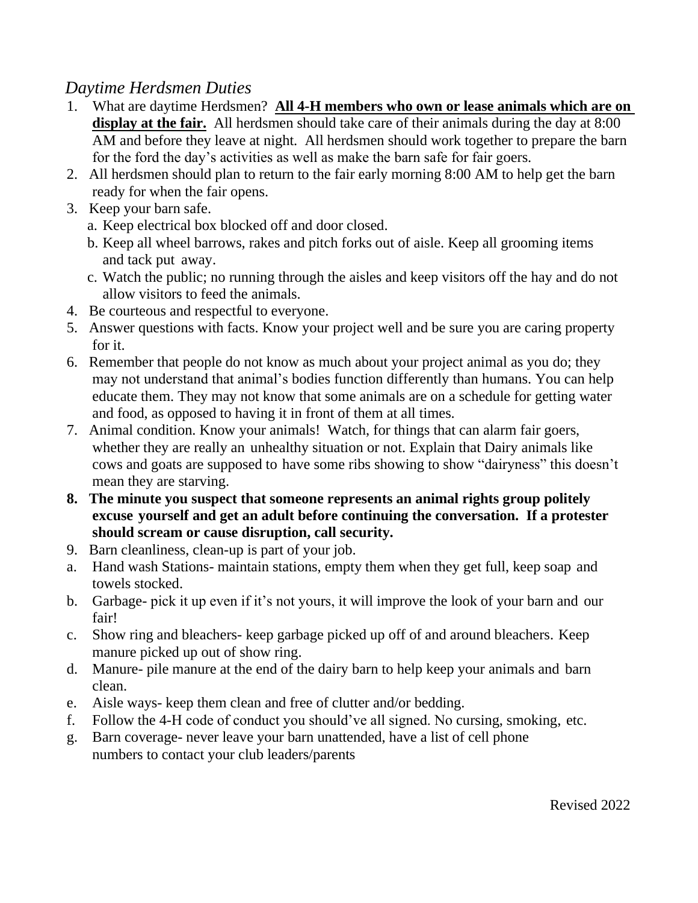## *Daytime Herdsmen Duties*

1. What are daytime Herdsmen? **<u>All 4-H members who own or lease animals which are on display at the fair.</u>** All herdsmen should take care of their animals during the day at 8:00 AM and before they leave at night. All herdsmen should work together to prepare the barn for the ford the day's activities as well as make the barn safe for fair goers.
2. All herdsmen should plan to return to the fair early morning 8:00 AM to help get the barn ready for when the fair opens.
3. Keep your barn safe.
   a. Keep electrical box blocked off and door closed.
   b. Keep all wheel barrows, rakes and pitch forks out of aisle. Keep all grooming items and tack put away.
   c. Watch the public; no running through the aisles and keep visitors off the hay and do not allow visitors to feed the animals.
4. Be courteous and respectful to everyone.
5. Answer questions with facts. Know your project well and be sure you are caring property for it.
6. Remember that people do not know as much about your project animal as you do; they may not understand that animal's bodies function differently than humans. You can help educate them. They may not know that some animals are on a schedule for getting water and food, as opposed to having it in front of them at all times.
7. Animal condition. Know your animals! Watch, for things that can alarm fair goers, whether they are really an unhealthy situation or not. Explain that Dairy animals like cows and goats are supposed to have some ribs showing to show "dairyness" this doesn't mean they are starving.
8. **The minute you suspect that someone represents an animal rights group politely excuse yourself and get an adult before continuing the conversation. If a protester should scream or cause disruption, call security.**
9. Barn cleanliness, clean-up is part of your job.

a. Hand wash Stations- maintain stations, empty them when they get full, keep soap and towels stocked.
b. Garbage- pick it up even if it's not yours, it will improve the look of your barn and our fair!
c. Show ring and bleachers- keep garbage picked up off of and around bleachers. Keep manure picked up out of show ring.
d. Manure- pile manure at the end of the dairy barn to help keep your animals and barn clean.
e. Aisle ways- keep them clean and free of clutter and/or bedding.
f. Follow the 4-H code of conduct you should've all signed. No cursing, smoking, etc.
g. Barn coverage- never leave your barn unattended, have a list of cell phone numbers to contact your club leaders/parents

Revised 2022